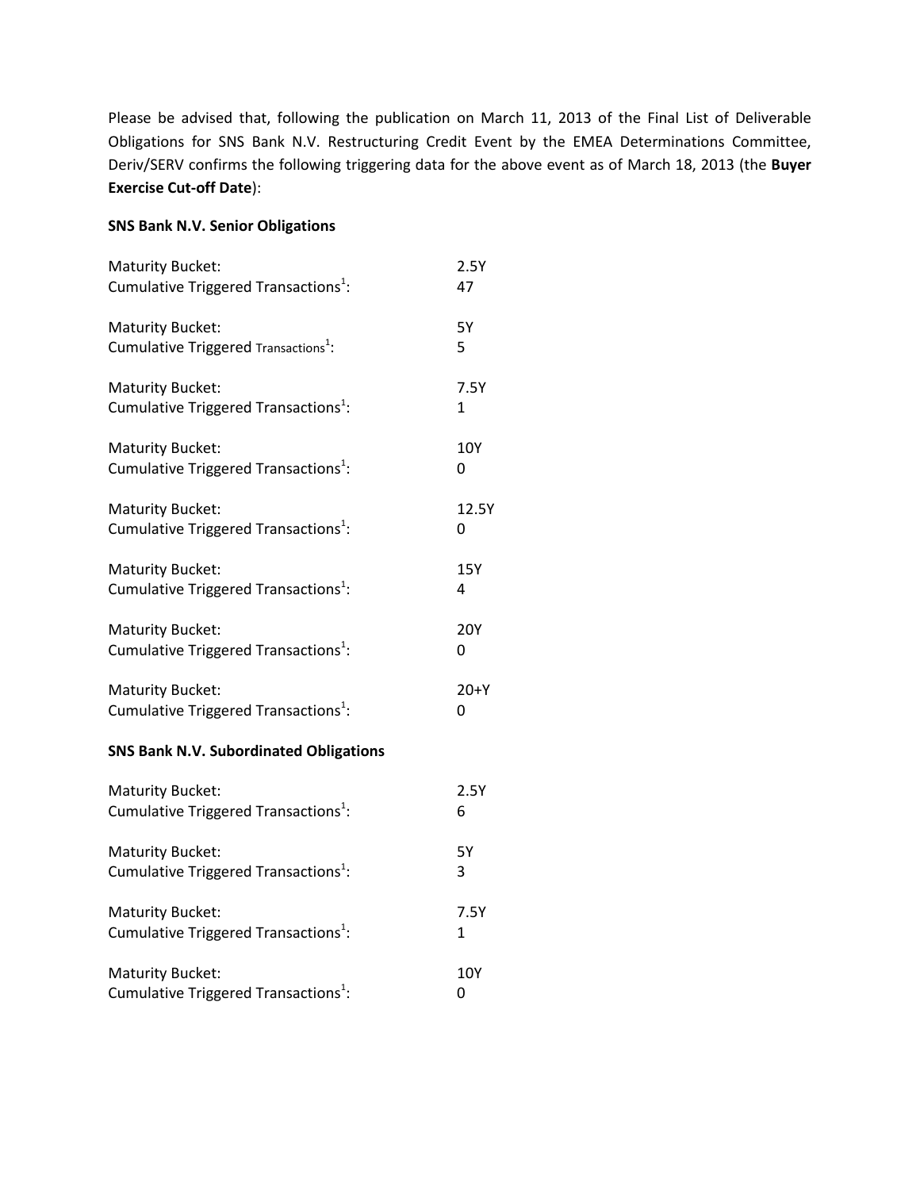Please be advised that, following the publication on March 11, 2013 of the Final List of Deliverable Obligations for SNS Bank N.V. Restructuring Credit Event by the EMEA Determinations Committee, Deriv/SERV confirms the following triggering data for the above event as of March 18, 2013 (the **Buyer Exercise Cut-off Date**):

**SNS Bank N.V. Senior Obligations**

Maturity Bucket: 2.5Y
Cumulative Triggered Transactions[1]: 47

Maturity Bucket: 5Y
Cumulative Triggered Transactions[1]: 5

Maturity Bucket: 7.5Y
Cumulative Triggered Transactions[1]: 1

Maturity Bucket: 10Y
Cumulative Triggered Transactions[1]: 0

Maturity Bucket: 12.5Y
Cumulative Triggered Transactions[1]: 0

Maturity Bucket: 15Y
Cumulative Triggered Transactions[1]: 4

Maturity Bucket: 20Y
Cumulative Triggered Transactions[1]: 0

Maturity Bucket: 20+Y
Cumulative Triggered Transactions[1]: 0

**SNS Bank N.V. Subordinated Obligations**

Maturity Bucket: 2.5Y
Cumulative Triggered Transactions[1]: 6

Maturity Bucket: 5Y
Cumulative Triggered Transactions[1]: 3

Maturity Bucket: 7.5Y
Cumulative Triggered Transactions[1]: 1

Maturity Bucket: 10Y
Cumulative Triggered Transactions[1]: 0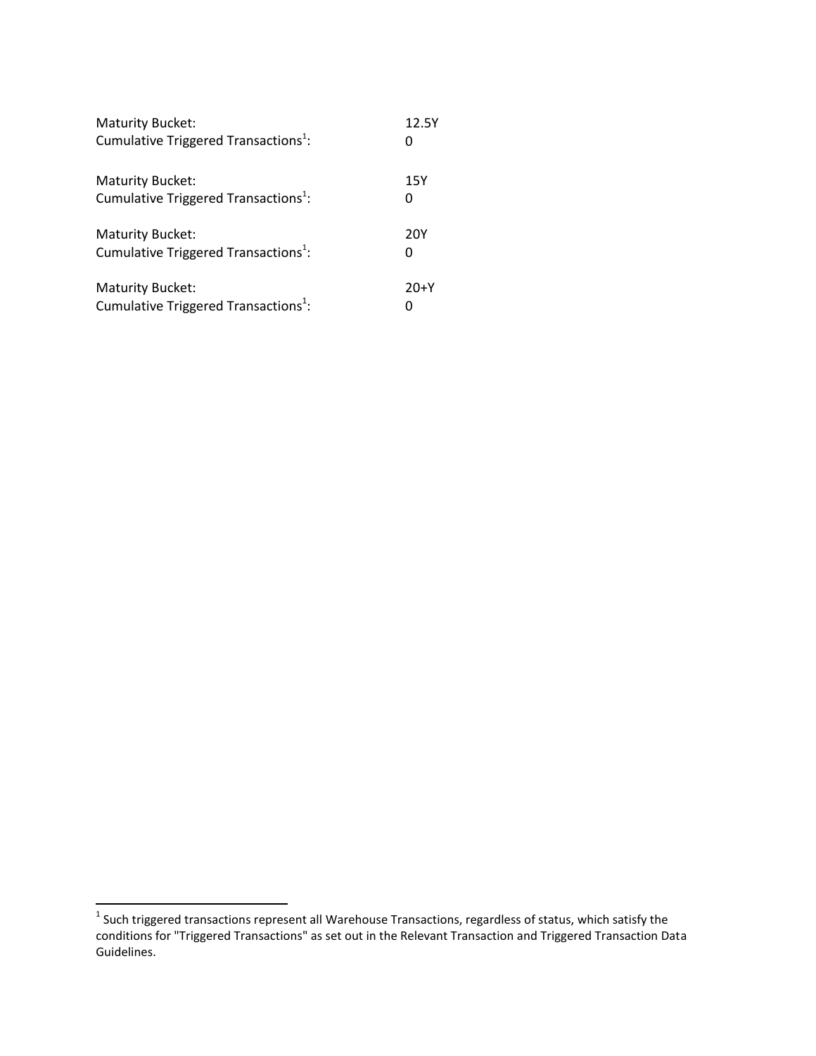Maturity Bucket: 12.5Y
Cumulative Triggered Transactions[1]: 0

Maturity Bucket: 15Y
Cumulative Triggered Transactions[1]: 0

Maturity Bucket: 20Y
Cumulative Triggered Transactions[1]: 0

Maturity Bucket: 20+Y
Cumulative Triggered Transactions[1]: 0

[1] Such triggered transactions represent all Warehouse Transactions, regardless of status, which satisfy the conditions for "Triggered Transactions" as set out in the Relevant Transaction and Triggered Transaction Data Guidelines.